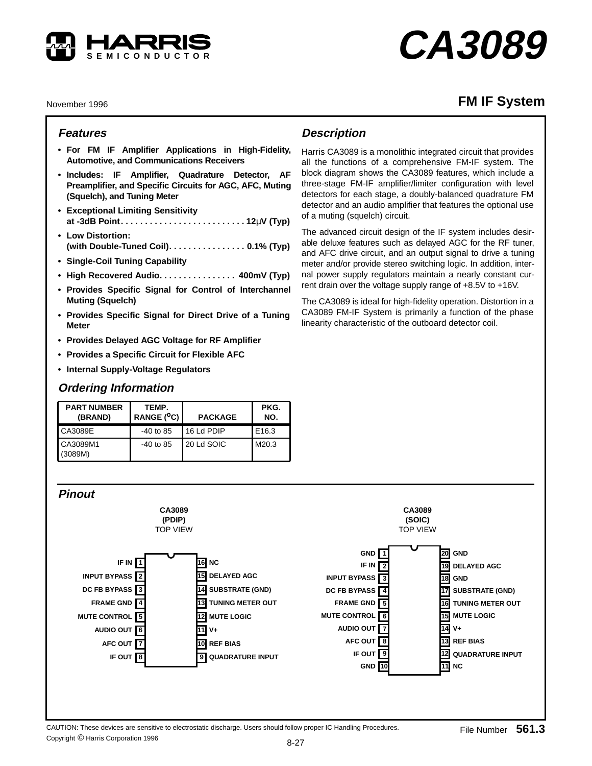# CA3089

## FM IF System

November 1996

### Features

- **For FM IF Amplifier Applications in High-Fidelity, Automotive, and Communications Receivers**
- **Includes: IF Amplifier, Quadrature Detector, AF Preamplifier, and Specific Circuits for AGC, AFC, Muting (Squelch), and Tuning Meter**
- **Exceptional Limiting Sensitivity at -3dB Point. . . . . . . . . . . . . . . . . . . . . . . . . 12μV (Typ)**
- **Low Distortion: (with Double-Tuned Coil). . . . . . . . . . . . . . . . 0.1% (Typ)**
- **Single-Coil Tuning Capability**
- **High Recovered Audio. . . . . . . . . . . . . . . . 400mV (Typ)**
- **Provides Specific Signal for Control of Interchannel Muting (Squelch)**
- **Provides Specific Signal for Direct Drive of a Tuning Meter**
- **Provides Delayed AGC Voltage for RF Amplifier**
- **Provides a Specific Circuit for Flexible AFC**
- **Internal Supply-Voltage Regulators**

### Ordering Information

| PART NUMBER (BRAND) | TEMP. RANGE (°C) | PACKAGE | PKG. NO. |
|---|---|---|---|
| CA3089E | -40 to 85 | 16 Ld PDIP | E16.3 |
| CA3089M1 (3089M) | -40 to 85 | 20 Ld SOIC | M20.3 |

### Description

Harris CA3089 is a monolithic integrated circuit that provides all the functions of a comprehensive FM-IF system. The block diagram shows the CA3089 features, which include a three-stage FM-IF amplifier/limiter configuration with level detectors for each stage, a doubly-balanced quadrature FM detector and an audio amplifier that features the optional use of a muting (squelch) circuit.

The advanced circuit design of the IF system includes desirable deluxe features such as delayed AGC for the RF tuner, and AFC drive circuit, and an output signal to drive a tuning meter and/or provide stereo switching logic. In addition, internal power supply regulators maintain a nearly constant current drain over the voltage supply range of +8.5V to +16V.

The CA3089 is ideal for high-fidelity operation. Distortion in a CA3089 FM-IF System is primarily a function of the phase linearity characteristic of the outboard detector coil.

### Pinout

**CA3089 (PDIP)**
TOP VIEW

| Pin | Name | Pin | Name |
|---|---|---|---|
| 1 | IF IN | 16 | NC |
| 2 | INPUT BYPASS | 15 | DELAYED AGC |
| 3 | DC FB BYPASS | 14 | SUBSTRATE (GND) |
| 4 | FRAME GND | 13 | TUNING METER OUT |
| 5 | MUTE CONTROL | 12 | MUTE LOGIC |
| 6 | AUDIO OUT | 11 | V+ |
| 7 | AFC OUT | 10 | REF BIAS |
| 8 | IF OUT | 9 | QUADRATURE INPUT |

**CA3089 (SOIC)**
TOP VIEW

| Pin | Name | Pin | Name |
|---|---|---|---|
| 1 | GND | 20 | GND |
| 2 | IF IN | 19 | DELAYED AGC |
| 3 | INPUT BYPASS | 18 | GND |
| 4 | DC FB BYPASS | 17 | SUBSTRATE (GND) |
| 5 | FRAME GND | 16 | TUNING METER OUT |
| 6 | MUTE CONTROL | 15 | MUTE LOGIC |
| 7 | AUDIO OUT | 14 | V+ |
| 8 | AFC OUT | 13 | REF BIAS |
| 9 | IF OUT | 12 | QUADRATURE INPUT |
| 10 | GND | 11 | NC |

CAUTION: These devices are sensitive to electrostatic discharge. Users should follow proper IC Handling Procedures.

Copyright © Harris Corporation 1996

File Number 561.3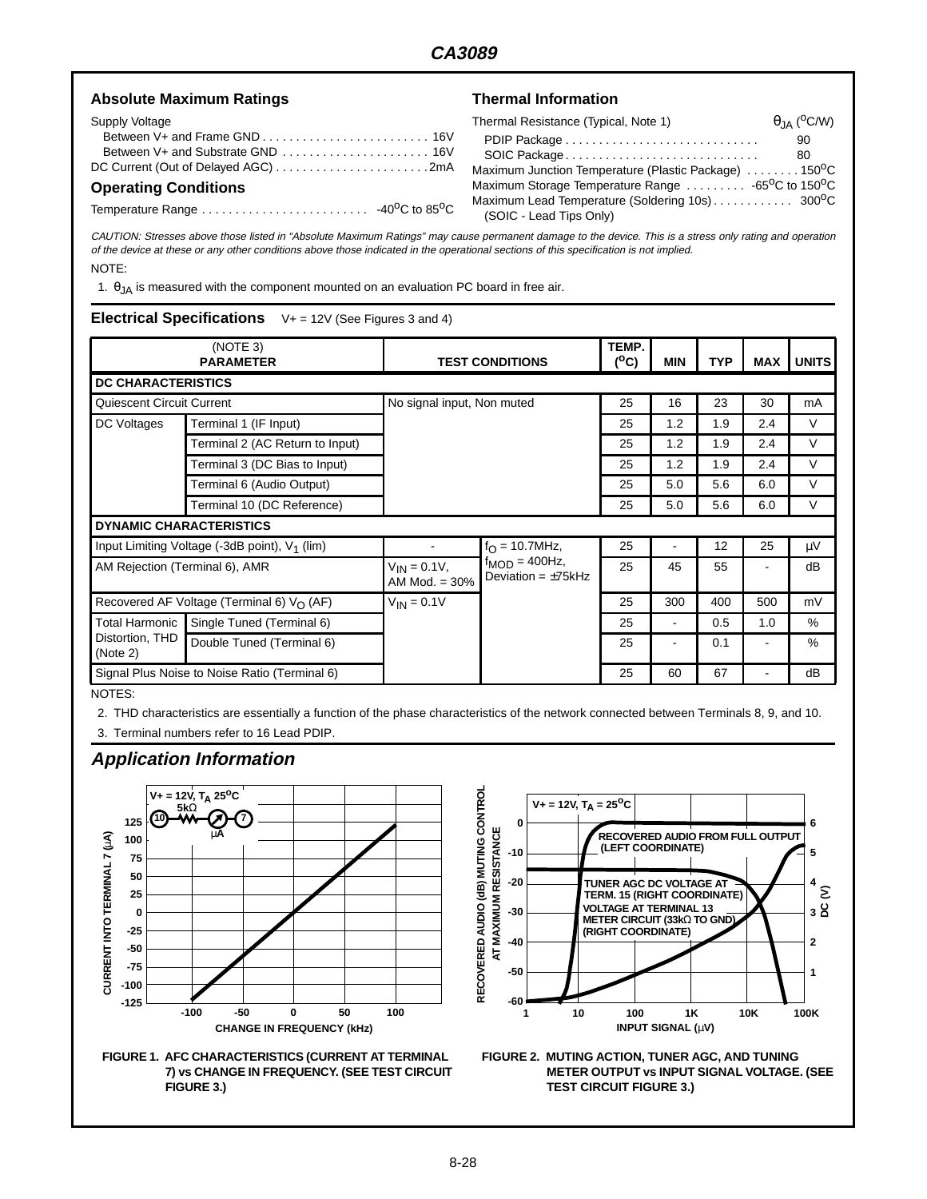## Absolute Maximum Ratings

Supply Voltage
- Between V+ and Frame GND . . . . . . . . . . . . . . . . . . . . . . . . . 16V
- Between V+ and Substrate GND . . . . . . . . . . . . . . . . . . . . . . 16V

DC Current (Out of Delayed AGC) . . . . . . . . . . . . . . . . . . . . . . . 2mA

## Operating Conditions

Temperature Range . . . . . . . . . . . . . . . . . . . . . . . . . -40°C to 85°C

## Thermal Information

| Thermal Resistance (Typical, Note 1) | $\theta_{JA}$ (°C/W) |
|---|---|
| PDIP Package | 90 |
| SOIC Package | 80 |

Maximum Junction Temperature (Plastic Package) . . . . . . . . 150°C

Maximum Storage Temperature Range . . . . . . . . . -65°C to 150°C

Maximum Lead Temperature (Soldering 10s) . . . . . . . . . . . . 300°C
(SOIC - Lead Tips Only)

*CAUTION: Stresses above those listed in "Absolute Maximum Ratings" may cause permanent damage to the device. This is a stress only rating and operation of the device at these or any other conditions above those indicated in the operational sections of this specification is not implied.*

NOTE:

1. $\theta_{JA}$ is measured with the component mounted on an evaluation PC board in free air.

## Electrical Specifications   V+ = 12V (See Figures 3 and 4)

| (NOTE 3) PARAMETER | | TEST CONDITIONS | | TEMP. (°C) | MIN | TYP | MAX | UNITS |
|---|---|---|---|---|---|---|---|---|
| **DC CHARACTERISTICS** | | | | | | | | |
| Quiescent Circuit Current | | No signal input, Non muted | | 25 | 16 | 23 | 30 | mA |
| DC Voltages | Terminal 1 (IF Input) | | | 25 | 1.2 | 1.9 | 2.4 | V |
| | Terminal 2 (AC Return to Input) | | | 25 | 1.2 | 1.9 | 2.4 | V |
| | Terminal 3 (DC Bias to Input) | | | 25 | 1.2 | 1.9 | 2.4 | V |
| | Terminal 6 (Audio Output) | | | 25 | 5.0 | 5.6 | 6.0 | V |
| | Terminal 10 (DC Reference) | | | 25 | 5.0 | 5.6 | 6.0 | V |
| **DYNAMIC CHARACTERISTICS** | | | | | | | | |
| Input Limiting Voltage (-3dB point), $V_1$ (lim) | | - | $f_O$ = 10.7MHz, $f_{MOD}$ = 400Hz, Deviation = ±75kHz | 25 | - | 12 | 25 | µV |
| AM Rejection (Terminal 6), AMR | | $V_{IN}$ = 0.1V, AM Mod. = 30% | | 25 | 45 | 55 | - | dB |
| Recovered AF Voltage (Terminal 6) $V_O$ (AF) | | $V_{IN}$ = 0.1V | | 25 | 300 | 400 | 500 | mV |
| Total Harmonic Distortion, THD (Note 2) | Single Tuned (Terminal 6) | | | 25 | - | 0.5 | 1.0 | % |
| | Double Tuned (Terminal 6) | | | 25 | - | 0.1 | - | % |
| Signal Plus Noise to Noise Ratio (Terminal 6) | | | | 25 | 60 | 67 | - | dB |

NOTES:

2. THD characteristics are essentially a function of the phase characteristics of the network connected between Terminals 8, 9, and 10.
3. Terminal numbers refer to 16 Lead PDIP.

## *Application Information*

FIGURE 1. AFC CHARACTERISTICS (CURRENT AT TERMINAL 7) vs CHANGE IN FREQUENCY. (SEE TEST CIRCUIT FIGURE 3.)

FIGURE 2. MUTING ACTION, TUNER AGC, AND TUNING METER OUTPUT vs INPUT SIGNAL VOLTAGE. (SEE TEST CIRCUIT FIGURE 3.)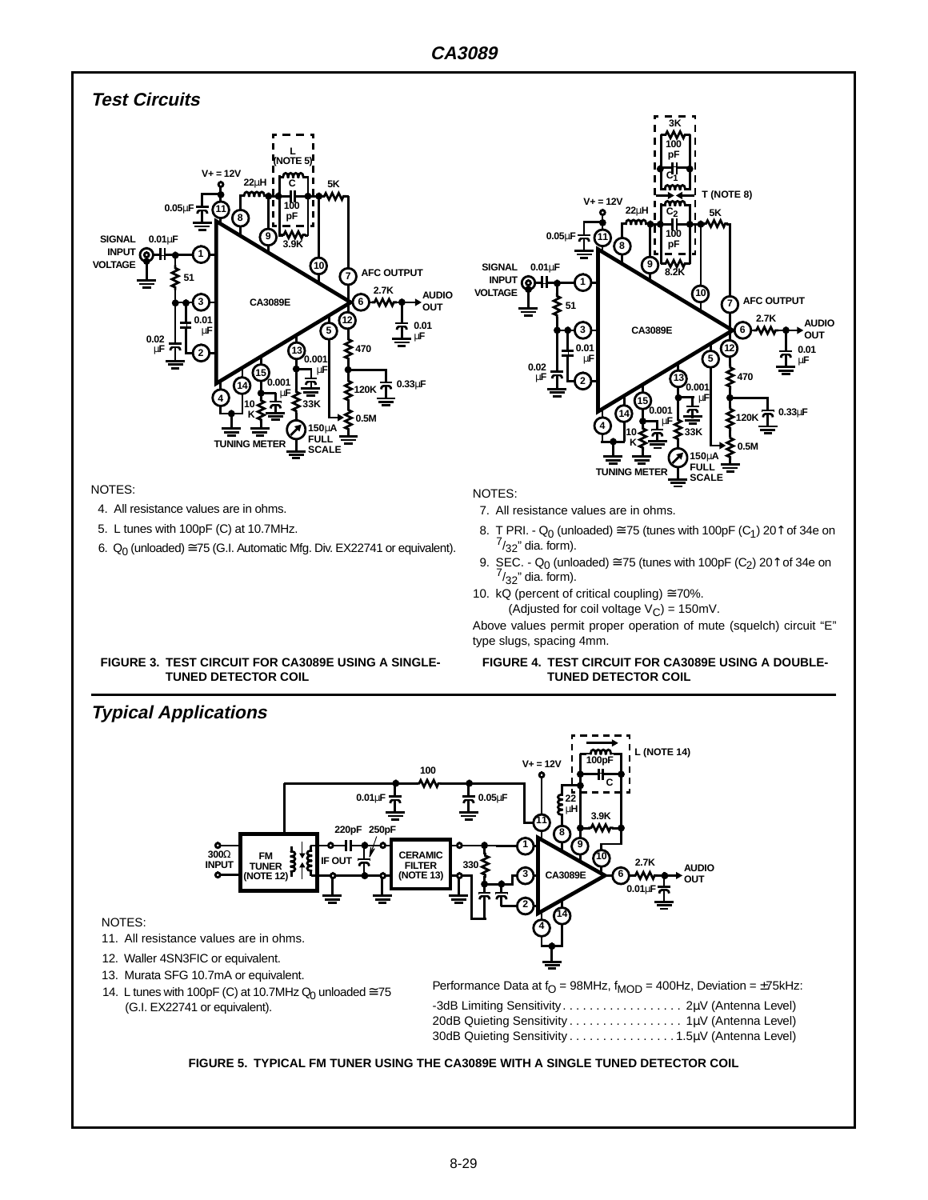## Test Circuits

NOTES:

4. All resistance values are in ohms.
5. L tunes with 100pF (C) at 10.7MHz.
6. $Q_0$ (unloaded) ≅ 75 (G.I. Automatic Mfg. Div. EX22741 or equivalent).

FIGURE 3. TEST CIRCUIT FOR CA3089E USING A SINGLE-TUNED DETECTOR COIL

NOTES:

7. All resistance values are in ohms.
8. T PRI. - $Q_0$ (unloaded) ≅ 75 (tunes with 100pF ($C_1$) 20↑ of 34e on $^7/_{32}$" dia. form).
9. SEC. - $Q_0$ (unloaded) ≅ 75 (tunes with 100pF ($C_2$) 20↑ of 34e on $^7/_{32}$" dia. form).
10. kQ (percent of critical coupling) ≅ 70%. (Adjusted for coil voltage $V_C$) = 150mV.

Above values permit proper operation of mute (squelch) circuit "E" type slugs, spacing 4mm.

FIGURE 4. TEST CIRCUIT FOR CA3089E USING A DOUBLE-TUNED DETECTOR COIL

## Typical Applications

NOTES:

11. All resistance values are in ohms.
12. Waller 4SN3FIC or equivalent.
13. Murata SFG 10.7mA or equivalent.
14. L tunes with 100pF (C) at 10.7MHz $Q_0$ unloaded ≅ 75 (G.I. EX22741 or equivalent).

Performance Data at $f_O$ = 98MHz, $f_{MOD}$ = 400Hz, Deviation = ±75kHz:

-3dB Limiting Sensitivity . . . . . . . . . . . . . . . . . . 2µV (Antenna Level)
20dB Quieting Sensitivity . . . . . . . . . . . . . . . . . 1µV (Antenna Level)
30dB Quieting Sensitivity . . . . . . . . . . . . . . . . 1.5µV (Antenna Level)

FIGURE 5. TYPICAL FM TUNER USING THE CA3089E WITH A SINGLE TUNED DETECTOR COIL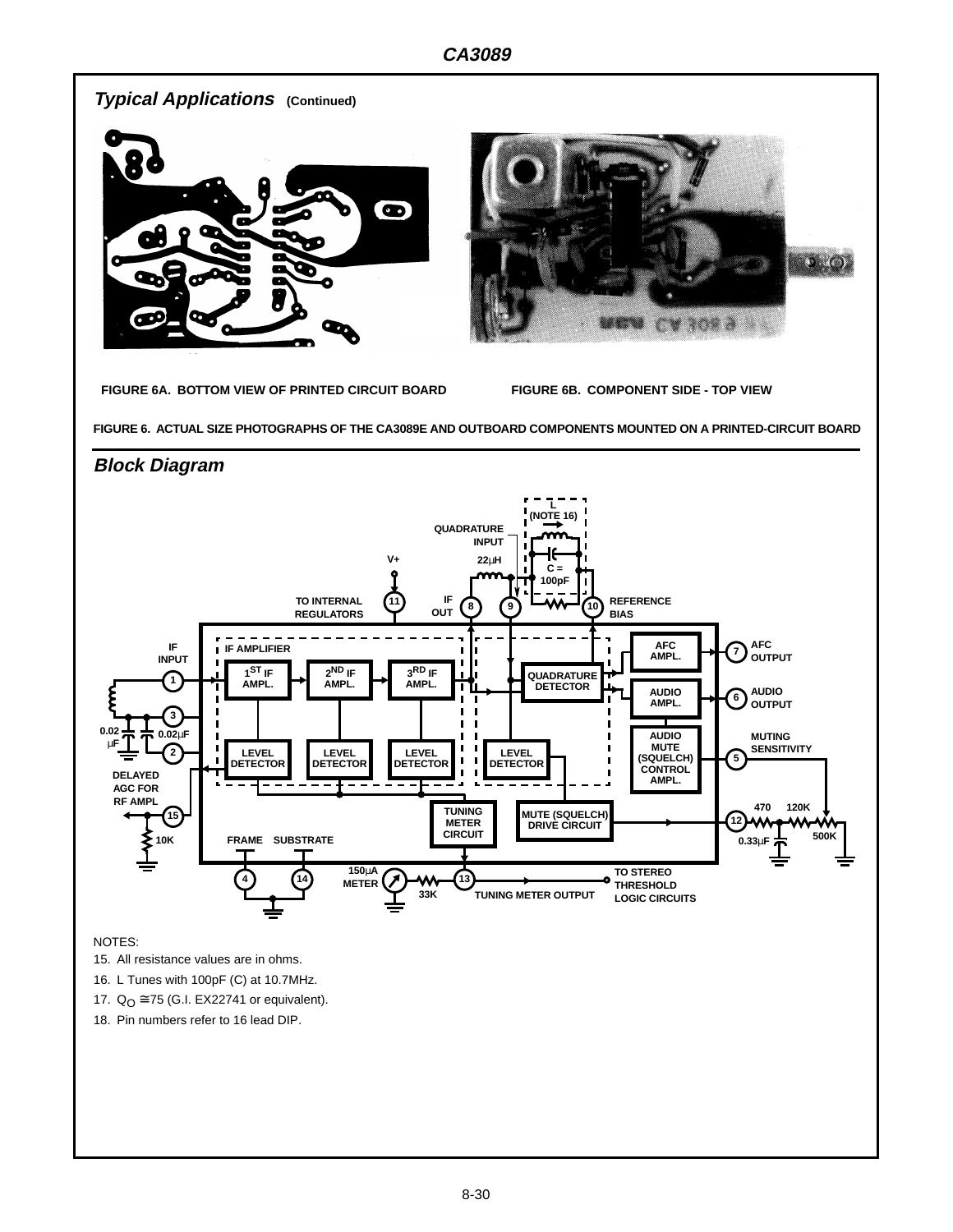## *Typical Applications* (Continued)

FIGURE 6A. BOTTOM VIEW OF PRINTED CIRCUIT BOARD

FIGURE 6B. COMPONENT SIDE - TOP VIEW

FIGURE 6. ACTUAL SIZE PHOTOGRAPHS OF THE CA3089E AND OUTBOARD COMPONENTS MOUNTED ON A PRINTED-CIRCUIT BOARD

## *Block Diagram*

NOTES:

15. All resistance values are in ohms.
16. L Tunes with 100pF (C) at 10.7MHz.
17. $Q_O \cong 75$ (G.I. EX22741 or equivalent).
18. Pin numbers refer to 16 lead DIP.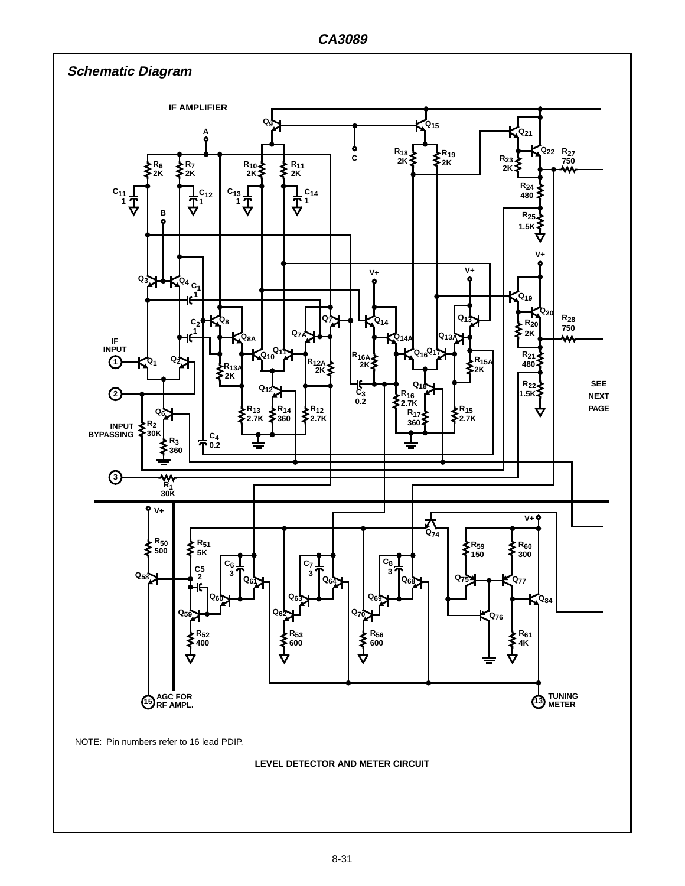## Schematic Diagram

IF AMPLIFIER

SEE NEXT PAGE

LEVEL DETECTOR AND METER CIRCUIT

NOTE: Pin numbers refer to 16 lead PDIP.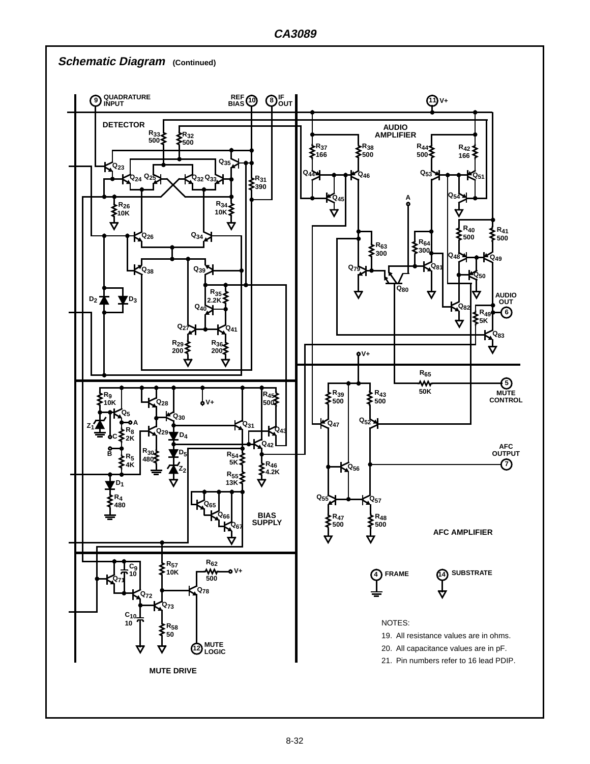## Schematic Diagram (Continued)

QUADRATURE INPUT 9

REF BIAS 10

IF OUT 8

11 V+

DETECTOR

AUDIO AMPLIFIER

BIAS SUPPLY

AFC AMPLIFIER

MUTE DRIVE

AUDIO OUT 6

MUTE CONTROL 5

AFC OUTPUT 7

4 FRAME

14 SUBSTRATE

12 MUTE LOGIC

NOTES:

19. All resistance values are in ohms.
20. All capacitance values are in pF.
21. Pin numbers refer to 16 lead PDIP.